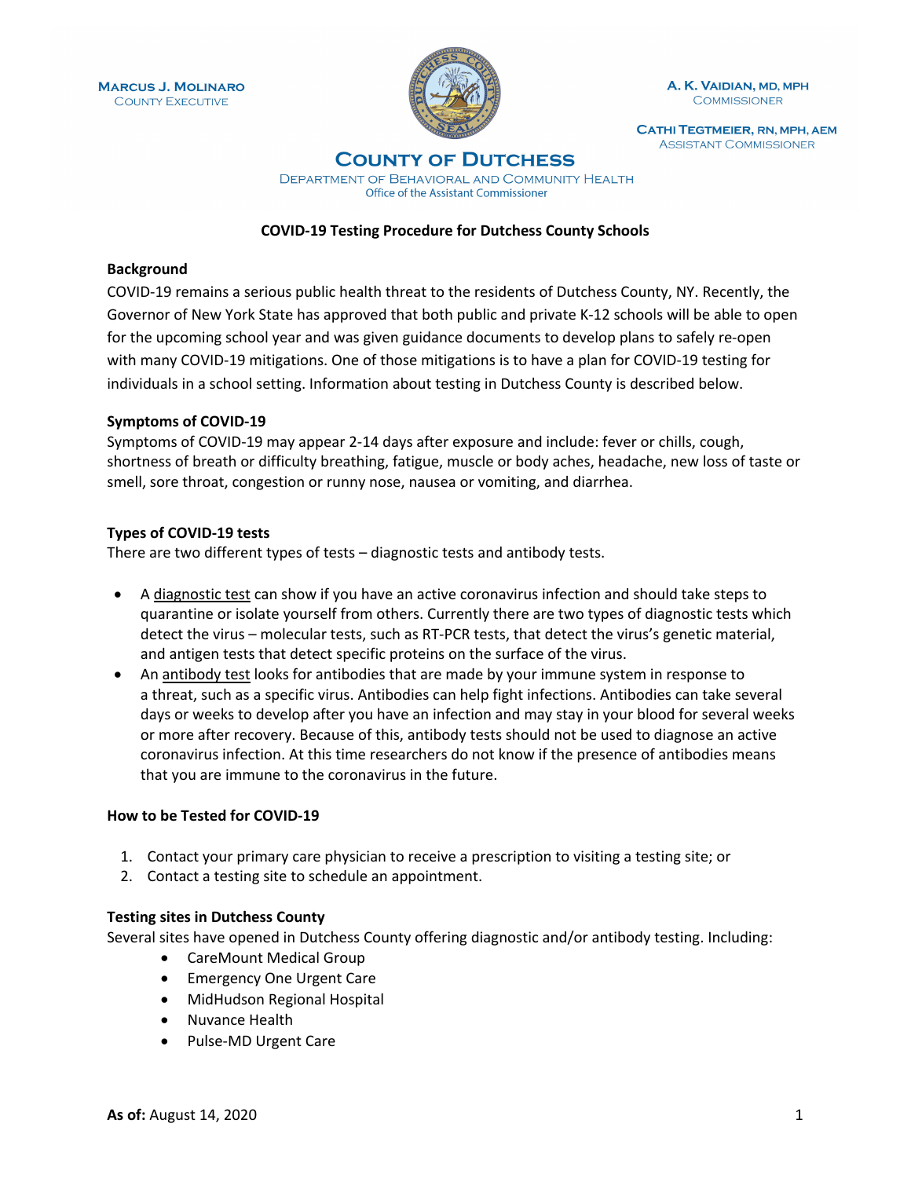Marcus J. Molinaro
County Executive

A. K. Vaidian, MD, MPH
Commissioner

Cathi Tegtmeier, RN, MPH, AEM
Assistant Commissioner

# County of Dutchess

Department of Behavioral and Community Health
Office of the Assistant Commissioner

## COVID-19 Testing Procedure for Dutchess County Schools

### Background

COVID-19 remains a serious public health threat to the residents of Dutchess County, NY. Recently, the Governor of New York State has approved that both public and private K-12 schools will be able to open for the upcoming school year and was given guidance documents to develop plans to safely re-open with many COVID-19 mitigations. One of those mitigations is to have a plan for COVID-19 testing for individuals in a school setting. Information about testing in Dutchess County is described below.

### Symptoms of COVID-19

Symptoms of COVID-19 may appear 2-14 days after exposure and include: fever or chills, cough, shortness of breath or difficulty breathing, fatigue, muscle or body aches, headache, new loss of taste or smell, sore throat, congestion or runny nose, nausea or vomiting, and diarrhea.

### Types of COVID-19 tests

There are two different types of tests – diagnostic tests and antibody tests.

- A diagnostic test can show if you have an active coronavirus infection and should take steps to quarantine or isolate yourself from others. Currently there are two types of diagnostic tests which detect the virus – molecular tests, such as RT-PCR tests, that detect the virus's genetic material, and antigen tests that detect specific proteins on the surface of the virus.
- An antibody test looks for antibodies that are made by your immune system in response to a threat, such as a specific virus. Antibodies can help fight infections. Antibodies can take several days or weeks to develop after you have an infection and may stay in your blood for several weeks or more after recovery. Because of this, antibody tests should not be used to diagnose an active coronavirus infection. At this time researchers do not know if the presence of antibodies means that you are immune to the coronavirus in the future.

### How to be Tested for COVID-19

1. Contact your primary care physician to receive a prescription to visiting a testing site; or
2. Contact a testing site to schedule an appointment.

### Testing sites in Dutchess County

Several sites have opened in Dutchess County offering diagnostic and/or antibody testing. Including:

- CareMount Medical Group
- Emergency One Urgent Care
- MidHudson Regional Hospital
- Nuvance Health
- Pulse-MD Urgent Care

**As of:** August 14, 2020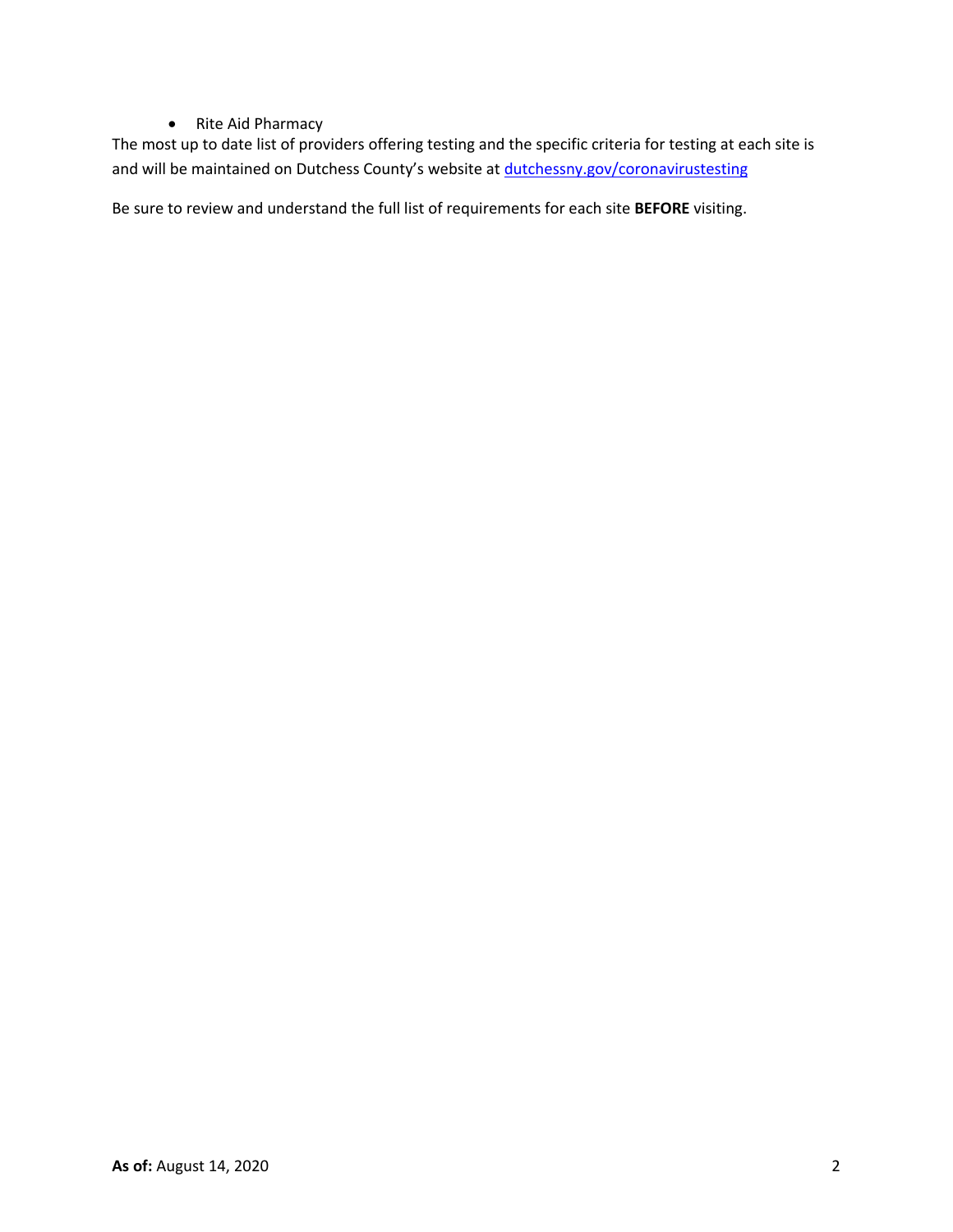- Rite Aid Pharmacy

The most up to date list of providers offering testing and the specific criteria for testing at each site is and will be maintained on Dutchess County's website at [dutchessny.gov/coronavirustesting](dutchessny.gov/coronavirustesting)

Be sure to review and understand the full list of requirements for each site **BEFORE** visiting.

**As of:** August 14, 2020